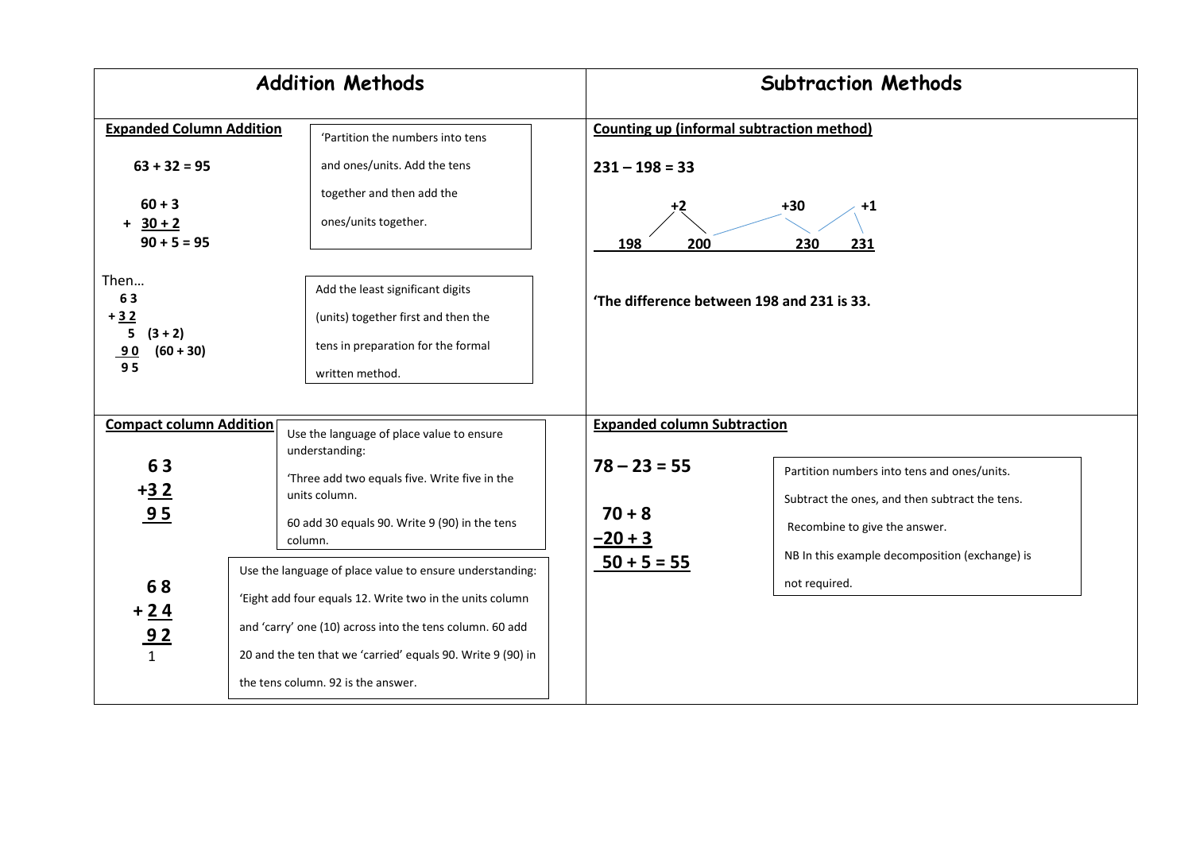# Addition Methods

## Expanded Column Addition

**63 + 32 = 95**

```
   60 + 3
+  30 + 2
   90 + 5 = 95
```

'Partition the numbers into tens and ones/units. Add the tens together and then add the ones/units together.

Then…

```
   6 3
 + 3 2
   5   (3 + 2)
   9 0 (60 + 30)
   9 5
```

Add the least significant digits (units) together first and then the tens in preparation for the formal written method.

## Compact column Addition

```
  6 3
+ 3 2
  9 5
```

Use the language of place value to ensure understanding:

'Three add two equals five. Write five in the units column.

60 add 30 equals 90. Write 9 (90) in the tens column.

```
  6 8
+ 2 4
  9 2
  1
```

Use the language of place value to ensure understanding:

'Eight add four equals 12. Write two in the units column and 'carry' one (10) across into the tens column. 60 add 20 and the ten that we 'carried' equals 90. Write 9 (90) in the tens column. 92 is the answer.

# Subtraction Methods

## Counting up (informal subtraction method)

**231 – 198 = 33**

198 → (+2) → 200 → (+30) → 230 → (+1) → 231

**'The difference between 198 and 231 is 33.**

## Expanded column Subtraction

**78 – 23 = 55**

```
   70 + 8
 – 20 + 3
   50 + 5 = 55
```

Partition numbers into tens and ones/units.

Subtract the ones, and then subtract the tens.

Recombine to give the answer.

NB In this example decomposition (exchange) is not required.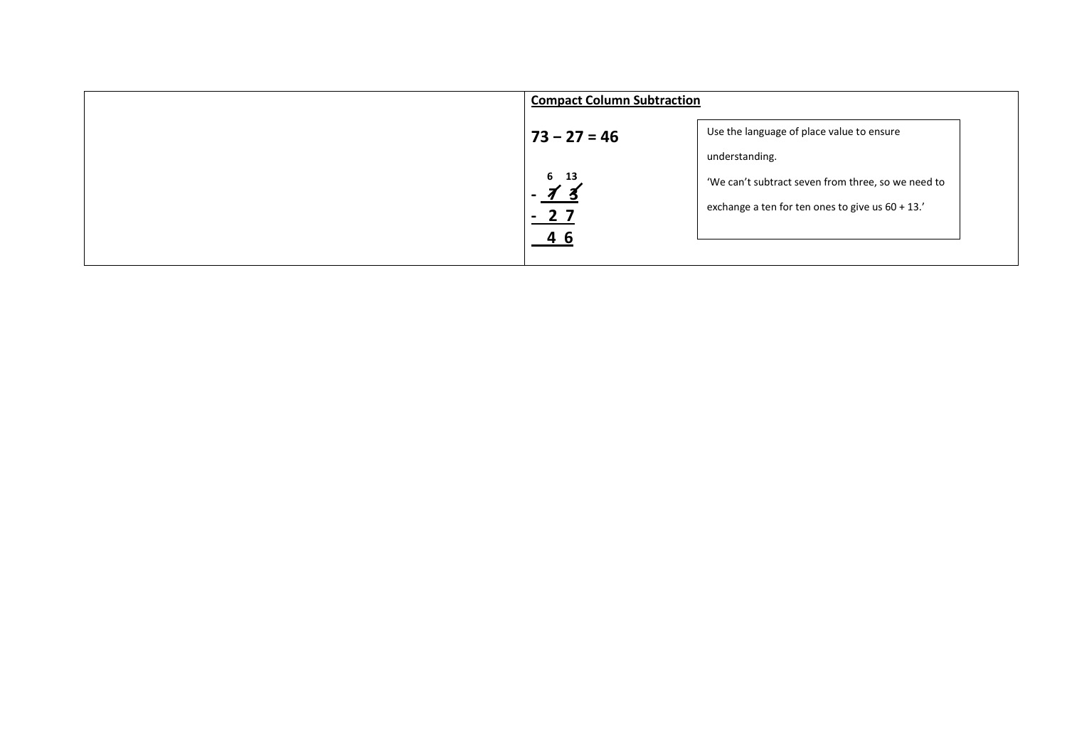| | |
|---|---|
| | **Compact Column Subtraction**<br><br>**73 – 27 = 46**<br><br>**6 13**<br>**- ~~7~~ ~~3~~**<br>**- 2 7**<br>**4 6**<br><br>Use the language of place value to ensure understanding.<br><br>'We can't subtract seven from three, so we need to exchange a ten for ten ones to give us 60 + 13.' |